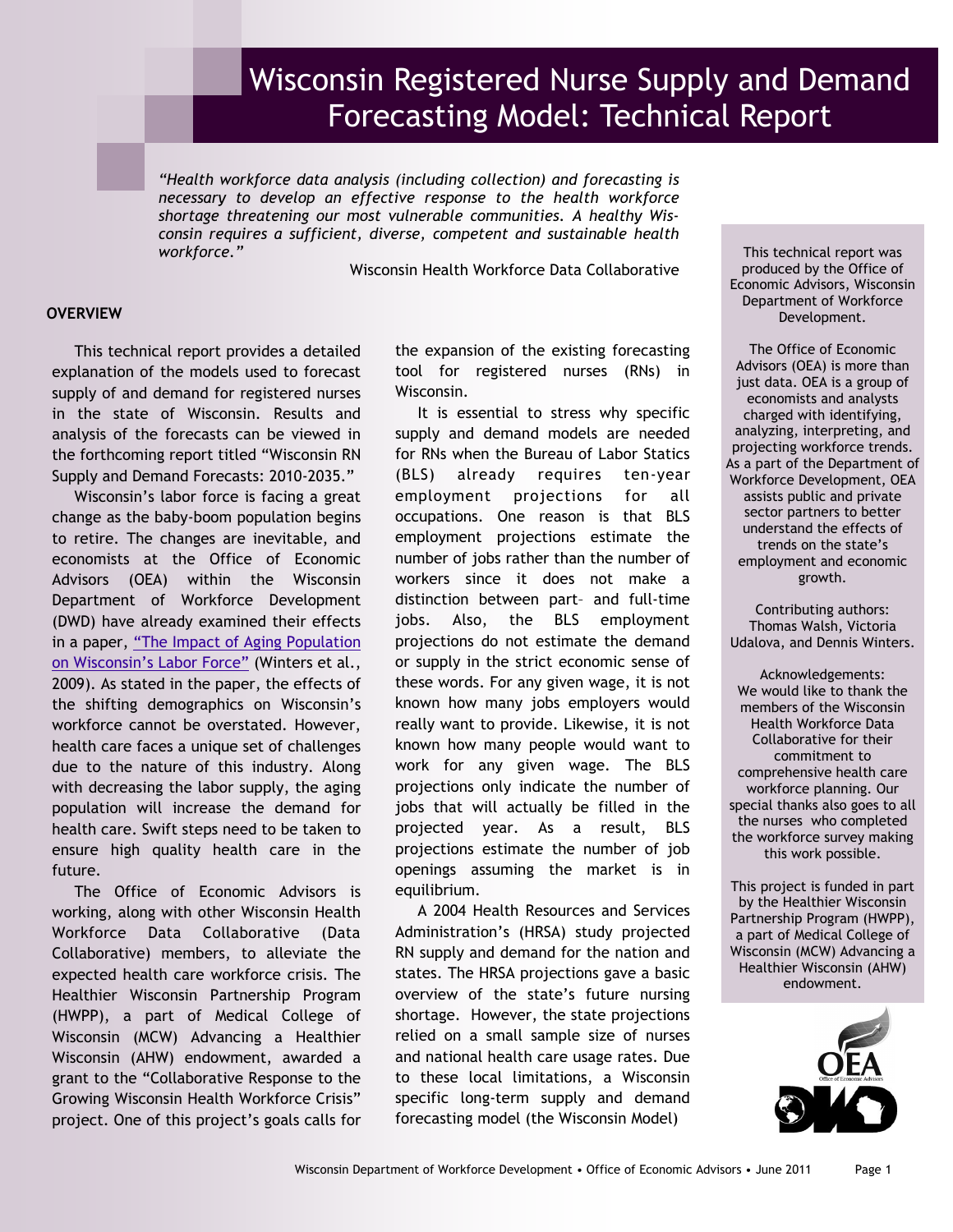# Wisconsin Registered Nurse Supply and Demand Forecasting Model: Technical Report

*"Health workforce data analysis (including collection) and forecasting is necessary to develop an effective response to the health workforce shortage threatening our most vulnerable communities. A healthy Wisconsin requires a sufficient, diverse, competent and sustainable health workforce."*

Wisconsin Health Workforce Data Collaborative

## OVERVIEW

This technical report provides a detailed explanation of the models used to forecast supply of and demand for registered nurses in the state of Wisconsin. Results and analysis of the forecasts can be viewed in the forthcoming report titled "Wisconsin RN Supply and Demand Forecasts: 2010-2035."

Wisconsin's labor force is facing a great change as the baby-boom population begins to retire. The changes are inevitable, and economists at the Office of Economic Advisors (OEA) within the Wisconsin Department of Workforce Development (DWD) have already examined their effects in a paper, "The Impact of Aging Population on Wisconsin's Labor Force" (Winters et al., 2009). As stated in the paper, the effects of the shifting demographics on Wisconsin's workforce cannot be overstated. However, health care faces a unique set of challenges due to the nature of this industry. Along with decreasing the labor supply, the aging population will increase the demand for health care. Swift steps need to be taken to ensure high quality health care in the future.

The Office of Economic Advisors is working, along with other Wisconsin Health Workforce Data Collaborative (Data Collaborative) members, to alleviate the expected health care workforce crisis. The Healthier Wisconsin Partnership Program (HWPP), a part of Medical College of Wisconsin (MCW) Advancing a Healthier Wisconsin (AHW) endowment, awarded a grant to the "Collaborative Response to the Growing Wisconsin Health Workforce Crisis" project. One of this project's goals calls for the expansion of the existing forecasting tool for registered nurses (RNs) in Wisconsin.

It is essential to stress why specific supply and demand models are needed for RNs when the Bureau of Labor Statics (BLS) already requires ten-year employment projections for all occupations. One reason is that BLS employment projections estimate the number of jobs rather than the number of workers since it does not make a distinction between part– and full-time jobs. Also, the BLS employment projections do not estimate the demand or supply in the strict economic sense of these words. For any given wage, it is not known how many jobs employers would really want to provide. Likewise, it is not known how many people would want to work for any given wage. The BLS projections only indicate the number of jobs that will actually be filled in the projected year. As a result, BLS projections estimate the number of job openings assuming the market is in equilibrium.

A 2004 Health Resources and Services Administration's (HRSA) study projected RN supply and demand for the nation and states. The HRSA projections gave a basic overview of the state's future nursing shortage. However, the state projections relied on a small sample size of nurses and national health care usage rates. Due to these local limitations, a Wisconsin specific long-term supply and demand forecasting model (the Wisconsin Model)

---

This technical report was produced by the Office of Economic Advisors, Wisconsin Department of Workforce Development.

The Office of Economic Advisors (OEA) is more than just data. OEA is a group of economists and analysts charged with identifying, analyzing, interpreting, and projecting workforce trends. As a part of the Department of Workforce Development, OEA assists public and private sector partners to better understand the effects of trends on the state's employment and economic growth.

Contributing authors: Thomas Walsh, Victoria Udalova, and Dennis Winters.

Acknowledgements: We would like to thank the members of the Wisconsin Health Workforce Data Collaborative for their commitment to comprehensive health care workforce planning. Our special thanks also goes to all the nurses who completed the workforce survey making this work possible.

This project is funded in part by the Healthier Wisconsin Partnership Program (HWPP), a part of Medical College of Wisconsin (MCW) Advancing a Healthier Wisconsin (AHW) endowment.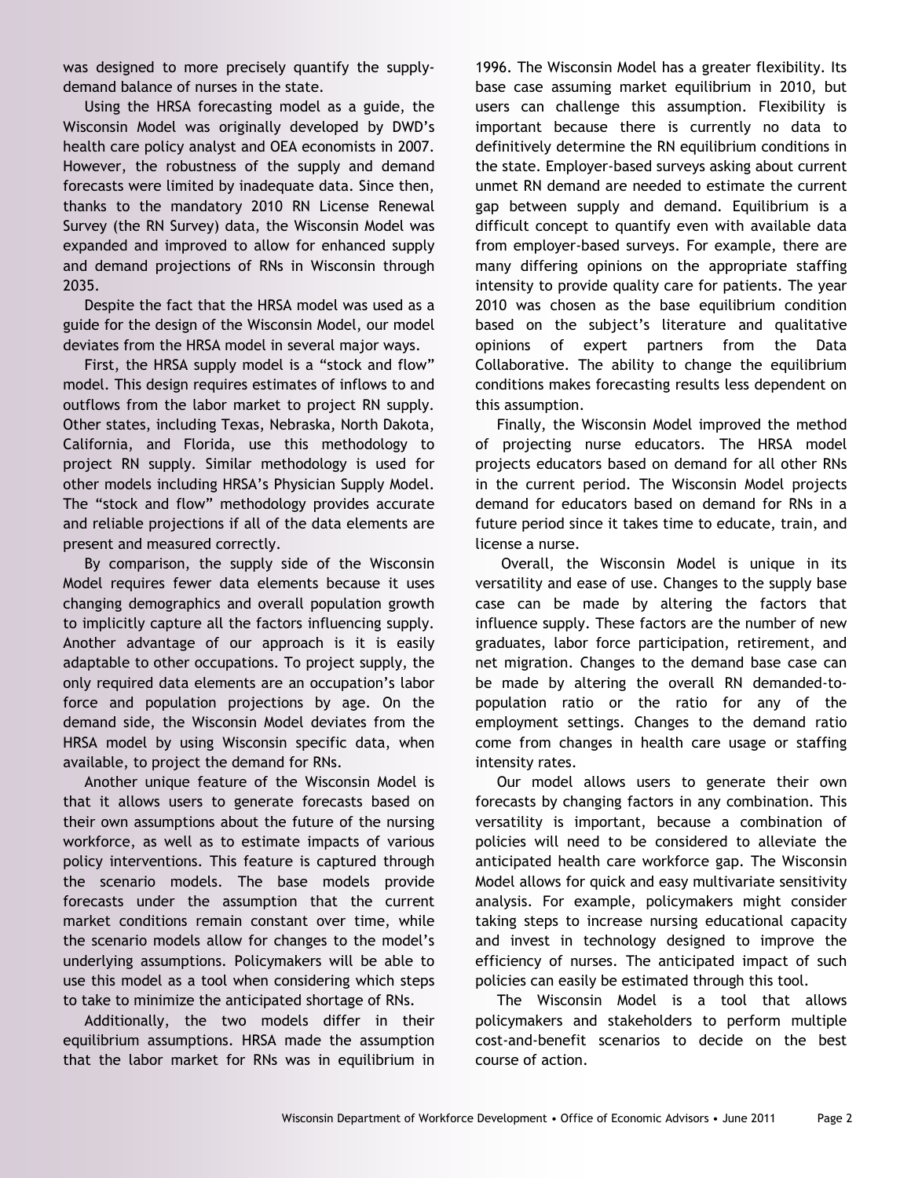was designed to more precisely quantify the supply-demand balance of nurses in the state.

Using the HRSA forecasting model as a guide, the Wisconsin Model was originally developed by DWD's health care policy analyst and OEA economists in 2007. However, the robustness of the supply and demand forecasts were limited by inadequate data. Since then, thanks to the mandatory 2010 RN License Renewal Survey (the RN Survey) data, the Wisconsin Model was expanded and improved to allow for enhanced supply and demand projections of RNs in Wisconsin through 2035.

Despite the fact that the HRSA model was used as a guide for the design of the Wisconsin Model, our model deviates from the HRSA model in several major ways.

First, the HRSA supply model is a "stock and flow" model. This design requires estimates of inflows to and outflows from the labor market to project RN supply. Other states, including Texas, Nebraska, North Dakota, California, and Florida, use this methodology to project RN supply. Similar methodology is used for other models including HRSA's Physician Supply Model. The "stock and flow" methodology provides accurate and reliable projections if all of the data elements are present and measured correctly.

By comparison, the supply side of the Wisconsin Model requires fewer data elements because it uses changing demographics and overall population growth to implicitly capture all the factors influencing supply. Another advantage of our approach is it is easily adaptable to other occupations. To project supply, the only required data elements are an occupation's labor force and population projections by age. On the demand side, the Wisconsin Model deviates from the HRSA model by using Wisconsin specific data, when available, to project the demand for RNs.

Another unique feature of the Wisconsin Model is that it allows users to generate forecasts based on their own assumptions about the future of the nursing workforce, as well as to estimate impacts of various policy interventions. This feature is captured through the scenario models. The base models provide forecasts under the assumption that the current market conditions remain constant over time, while the scenario models allow for changes to the model's underlying assumptions. Policymakers will be able to use this model as a tool when considering which steps to take to minimize the anticipated shortage of RNs.

Additionally, the two models differ in their equilibrium assumptions. HRSA made the assumption that the labor market for RNs was in equilibrium in 1996. The Wisconsin Model has a greater flexibility. Its base case assuming market equilibrium in 2010, but users can challenge this assumption. Flexibility is important because there is currently no data to definitively determine the RN equilibrium conditions in the state. Employer-based surveys asking about current unmet RN demand are needed to estimate the current gap between supply and demand. Equilibrium is a difficult concept to quantify even with available data from employer-based surveys. For example, there are many differing opinions on the appropriate staffing intensity to provide quality care for patients. The year 2010 was chosen as the base equilibrium condition based on the subject's literature and qualitative opinions of expert partners from the Data Collaborative. The ability to change the equilibrium conditions makes forecasting results less dependent on this assumption.

Finally, the Wisconsin Model improved the method of projecting nurse educators. The HRSA model projects educators based on demand for all other RNs in the current period. The Wisconsin Model projects demand for educators based on demand for RNs in a future period since it takes time to educate, train, and license a nurse.

Overall, the Wisconsin Model is unique in its versatility and ease of use. Changes to the supply base case can be made by altering the factors that influence supply. These factors are the number of new graduates, labor force participation, retirement, and net migration. Changes to the demand base case can be made by altering the overall RN demanded-to-population ratio or the ratio for any of the employment settings. Changes to the demand ratio come from changes in health care usage or staffing intensity rates.

Our model allows users to generate their own forecasts by changing factors in any combination. This versatility is important, because a combination of policies will need to be considered to alleviate the anticipated health care workforce gap. The Wisconsin Model allows for quick and easy multivariate sensitivity analysis. For example, policymakers might consider taking steps to increase nursing educational capacity and invest in technology designed to improve the efficiency of nurses. The anticipated impact of such policies can easily be estimated through this tool.

The Wisconsin Model is a tool that allows policymakers and stakeholders to perform multiple cost-and-benefit scenarios to decide on the best course of action.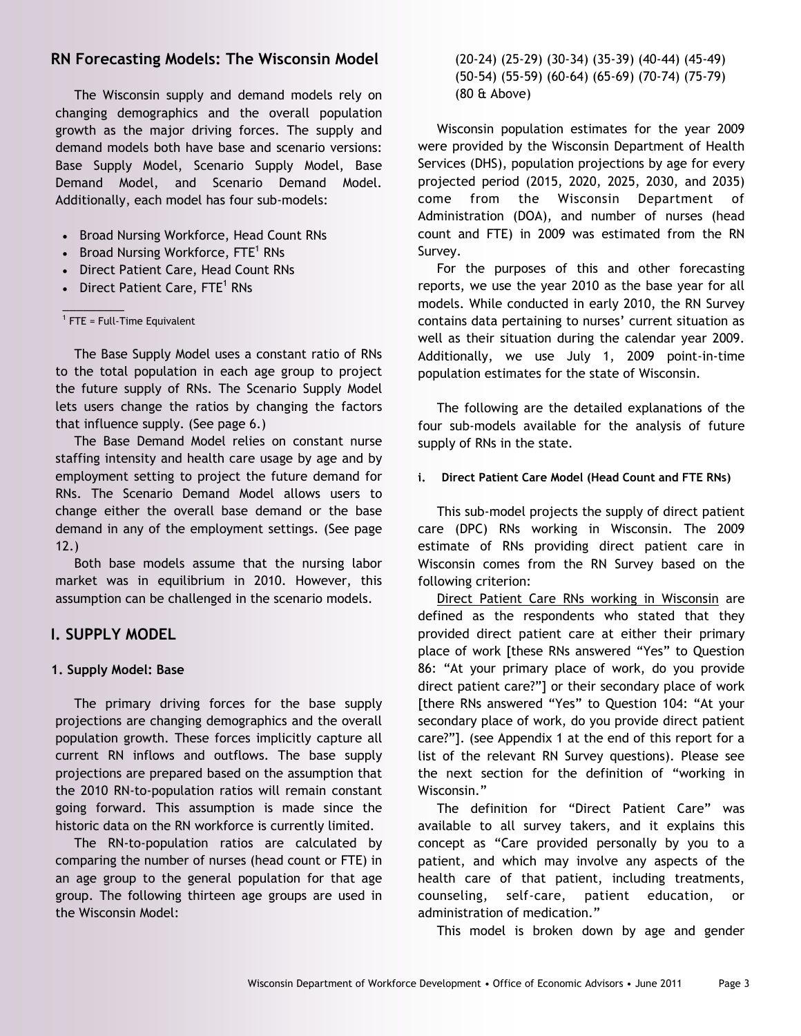## RN Forecasting Models: The Wisconsin Model

The Wisconsin supply and demand models rely on changing demographics and the overall population growth as the major driving forces. The supply and demand models both have base and scenario versions: Base Supply Model, Scenario Supply Model, Base Demand Model, and Scenario Demand Model. Additionally, each model has four sub-models:

- Broad Nursing Workforce, Head Count RNs
- Broad Nursing Workforce, FTE[1] RNs
- Direct Patient Care, Head Count RNs
- Direct Patient Care, FTE[1] RNs

[1] FTE = Full-Time Equivalent

The Base Supply Model uses a constant ratio of RNs to the total population in each age group to project the future supply of RNs. The Scenario Supply Model lets users change the ratios by changing the factors that influence supply. (See page 6.)

The Base Demand Model relies on constant nurse staffing intensity and health care usage by age and by employment setting to project the future demand for RNs. The Scenario Demand Model allows users to change either the overall base demand or the base demand in any of the employment settings. (See page 12.)

Both base models assume that the nursing labor market was in equilibrium in 2010. However, this assumption can be challenged in the scenario models.

## I. SUPPLY MODEL

### 1. Supply Model: Base

The primary driving forces for the base supply projections are changing demographics and the overall population growth. These forces implicitly capture all current RN inflows and outflows. The base supply projections are prepared based on the assumption that the 2010 RN-to-population ratios will remain constant going forward. This assumption is made since the historic data on the RN workforce is currently limited.

The RN-to-population ratios are calculated by comparing the number of nurses (head count or FTE) in an age group to the general population for that age group. The following thirteen age groups are used in the Wisconsin Model:

(20-24) (25-29) (30-34) (35-39) (40-44) (45-49) (50-54) (55-59) (60-64) (65-69) (70-74) (75-79) (80 & Above)

Wisconsin population estimates for the year 2009 were provided by the Wisconsin Department of Health Services (DHS), population projections by age for every projected period (2015, 2020, 2025, 2030, and 2035) come from the Wisconsin Department of Administration (DOA), and number of nurses (head count and FTE) in 2009 was estimated from the RN Survey.

For the purposes of this and other forecasting reports, we use the year 2010 as the base year for all models. While conducted in early 2010, the RN Survey contains data pertaining to nurses' current situation as well as their situation during the calendar year 2009. Additionally, we use July 1, 2009 point-in-time population estimates for the state of Wisconsin.

The following are the detailed explanations of the four sub-models available for the analysis of future supply of RNs in the state.

#### i. Direct Patient Care Model (Head Count and FTE RNs)

This sub-model projects the supply of direct patient care (DPC) RNs working in Wisconsin. The 2009 estimate of RNs providing direct patient care in Wisconsin comes from the RN Survey based on the following criterion:

Direct Patient Care RNs working in Wisconsin are defined as the respondents who stated that they provided direct patient care at either their primary place of work [these RNs answered "Yes" to Question 86: "At your primary place of work, do you provide direct patient care?"] or their secondary place of work [there RNs answered "Yes" to Question 104: "At your secondary place of work, do you provide direct patient care?"]. (see Appendix 1 at the end of this report for a list of the relevant RN Survey questions). Please see the next section for the definition of "working in Wisconsin."

The definition for "Direct Patient Care" was available to all survey takers, and it explains this concept as "Care provided personally by you to a patient, and which may involve any aspects of the health care of that patient, including treatments, counseling, self-care, patient education, or administration of medication."

This model is broken down by age and gender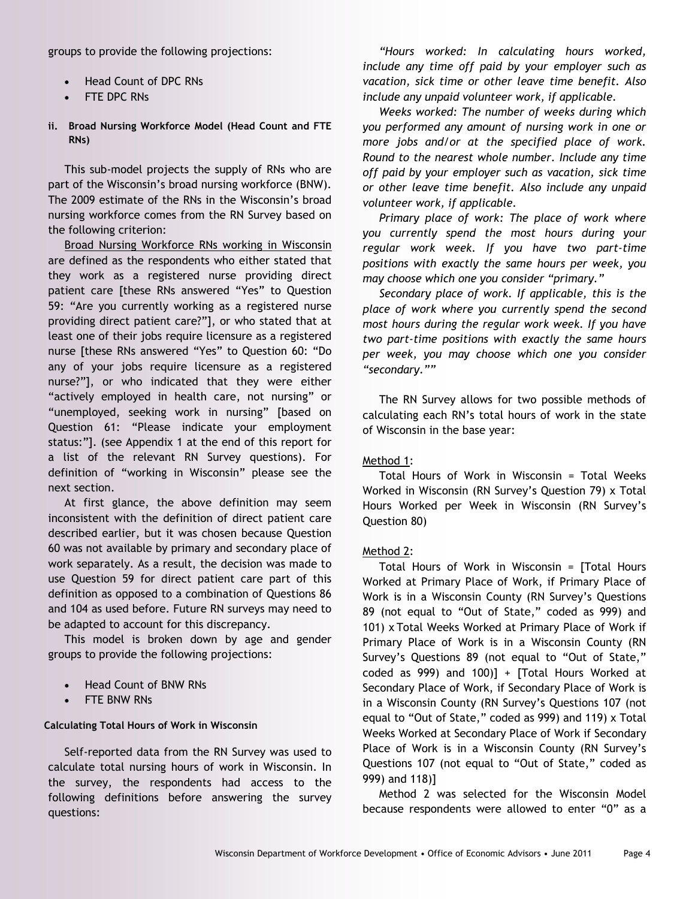groups to provide the following projections:

- Head Count of DPC RNs
- FTE DPC RNs

**ii. Broad Nursing Workforce Model (Head Count and FTE RNs)**

This sub-model projects the supply of RNs who are part of the Wisconsin's broad nursing workforce (BNW). The 2009 estimate of the RNs in the Wisconsin's broad nursing workforce comes from the RN Survey based on the following criterion:

Broad Nursing Workforce RNs working in Wisconsin are defined as the respondents who either stated that they work as a registered nurse providing direct patient care [these RNs answered "Yes" to Question 59: "Are you currently working as a registered nurse providing direct patient care?"], or who stated that at least one of their jobs require licensure as a registered nurse [these RNs answered "Yes" to Question 60: "Do any of your jobs require licensure as a registered nurse?"], or who indicated that they were either "actively employed in health care, not nursing" or "unemployed, seeking work in nursing" [based on Question 61: "Please indicate your employment status:"]. (see Appendix 1 at the end of this report for a list of the relevant RN Survey questions). For definition of "working in Wisconsin" please see the next section.

At first glance, the above definition may seem inconsistent with the definition of direct patient care described earlier, but it was chosen because Question 60 was not available by primary and secondary place of work separately. As a result, the decision was made to use Question 59 for direct patient care part of this definition as opposed to a combination of Questions 86 and 104 as used before. Future RN surveys may need to be adapted to account for this discrepancy.

This model is broken down by age and gender groups to provide the following projections:

- Head Count of BNW RNs
- FTE BNW RNs

**Calculating Total Hours of Work in Wisconsin**

Self-reported data from the RN Survey was used to calculate total nursing hours of work in Wisconsin. In the survey, the respondents had access to the following definitions before answering the survey questions:

*"Hours worked: In calculating hours worked, include any time off paid by your employer such as vacation, sick time or other leave time benefit. Also include any unpaid volunteer work, if applicable.*

*Weeks worked: The number of weeks during which you performed any amount of nursing work in one or more jobs and/or at the specified place of work. Round to the nearest whole number. Include any time off paid by your employer such as vacation, sick time or other leave time benefit. Also include any unpaid volunteer work, if applicable.*

*Primary place of work: The place of work where you currently spend the most hours during your regular work week. If you have two part-time positions with exactly the same hours per week, you may choose which one you consider "primary."*

*Secondary place of work. If applicable, this is the place of work where you currently spend the second most hours during the regular work week. If you have two part-time positions with exactly the same hours per week, you may choose which one you consider "secondary.""*

The RN Survey allows for two possible methods of calculating each RN's total hours of work in the state of Wisconsin in the base year:

Method 1:

Total Hours of Work in Wisconsin = Total Weeks Worked in Wisconsin (RN Survey's Question 79) x Total Hours Worked per Week in Wisconsin (RN Survey's Question 80)

Method 2:

Total Hours of Work in Wisconsin = [Total Hours Worked at Primary Place of Work, if Primary Place of Work is in a Wisconsin County (RN Survey's Questions 89 (not equal to "Out of State," coded as 999) and 101) x Total Weeks Worked at Primary Place of Work if Primary Place of Work is in a Wisconsin County (RN Survey's Questions 89 (not equal to "Out of State," coded as 999) and 100)] + [Total Hours Worked at Secondary Place of Work, if Secondary Place of Work is in a Wisconsin County (RN Survey's Questions 107 (not equal to "Out of State," coded as 999) and 119) x Total Weeks Worked at Secondary Place of Work if Secondary Place of Work is in a Wisconsin County (RN Survey's Questions 107 (not equal to "Out of State," coded as 999) and 118)]

Method 2 was selected for the Wisconsin Model because respondents were allowed to enter "0" as a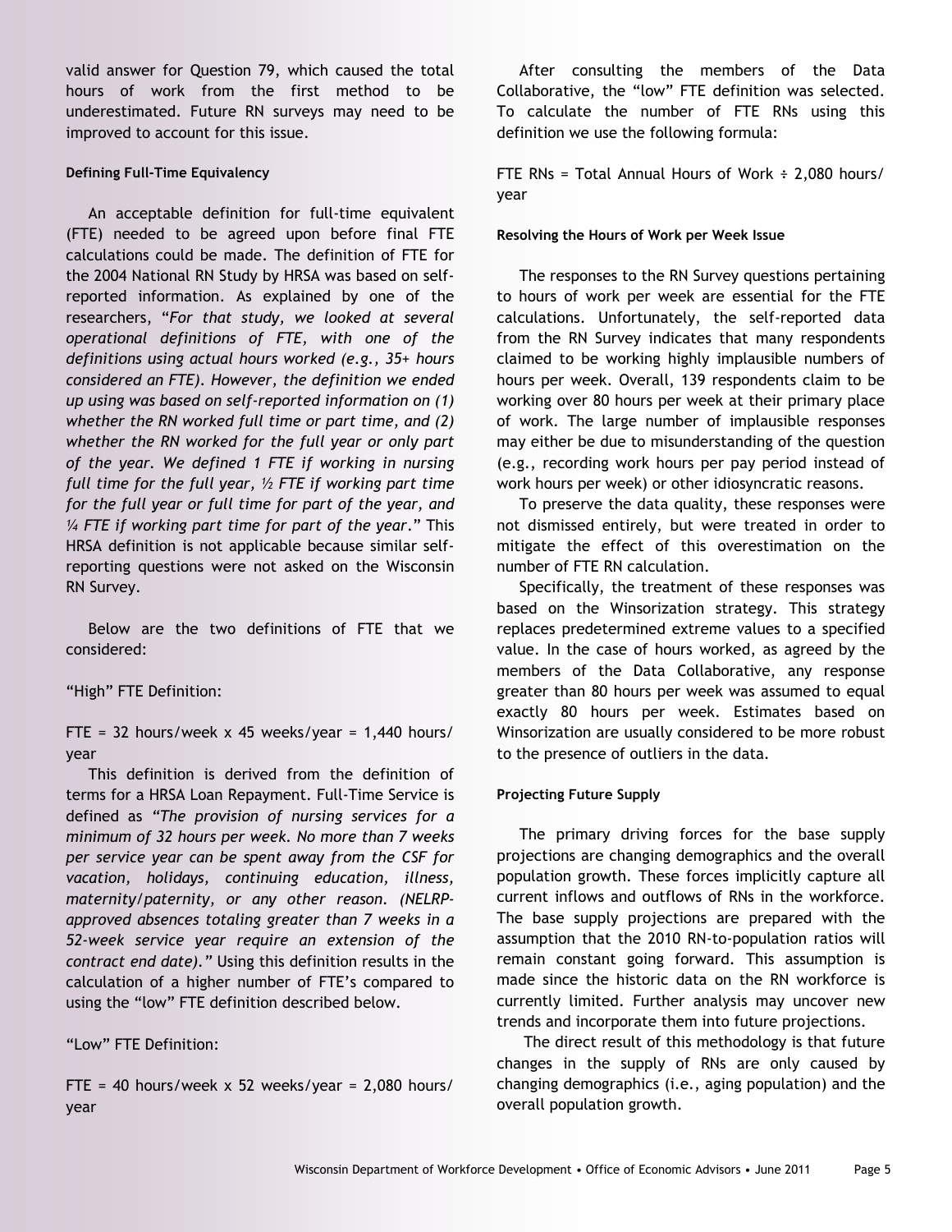valid answer for Question 79, which caused the total hours of work from the first method to be underestimated. Future RN surveys may need to be improved to account for this issue.

#### Defining Full-Time Equivalency

An acceptable definition for full-time equivalent (FTE) needed to be agreed upon before final FTE calculations could be made. The definition of FTE for the 2004 National RN Study by HRSA was based on self-reported information. As explained by one of the researchers, "*For that study, we looked at several operational definitions of FTE, with one of the definitions using actual hours worked (e.g., 35+ hours considered an FTE). However, the definition we ended up using was based on self-reported information on (1) whether the RN worked full time or part time, and (2) whether the RN worked for the full year or only part of the year. We defined 1 FTE if working in nursing full time for the full year, ½ FTE if working part time for the full year or full time for part of the year, and ¼ FTE if working part time for part of the year*." This HRSA definition is not applicable because similar self-reporting questions were not asked on the Wisconsin RN Survey.

Below are the two definitions of FTE that we considered:

"High" FTE Definition:

FTE = 32 hours/week x 45 weeks/year = 1,440 hours/year

This definition is derived from the definition of terms for a HRSA Loan Repayment. Full-Time Service is defined as "*The provision of nursing services for a minimum of 32 hours per week. No more than 7 weeks per service year can be spent away from the CSF for vacation, holidays, continuing education, illness, maternity/paternity, or any other reason. (NELRP-approved absences totaling greater than 7 weeks in a 52-week service year require an extension of the contract end date).*" Using this definition results in the calculation of a higher number of FTE's compared to using the "low" FTE definition described below.

"Low" FTE Definition:

FTE = 40 hours/week x 52 weeks/year = 2,080 hours/year

After consulting the members of the Data Collaborative, the "low" FTE definition was selected. To calculate the number of FTE RNs using this definition we use the following formula:

FTE RNs = Total Annual Hours of Work ÷ 2,080 hours/year

#### Resolving the Hours of Work per Week Issue

The responses to the RN Survey questions pertaining to hours of work per week are essential for the FTE calculations. Unfortunately, the self-reported data from the RN Survey indicates that many respondents claimed to be working highly implausible numbers of hours per week. Overall, 139 respondents claim to be working over 80 hours per week at their primary place of work. The large number of implausible responses may either be due to misunderstanding of the question (e.g., recording work hours per pay period instead of work hours per week) or other idiosyncratic reasons.

To preserve the data quality, these responses were not dismissed entirely, but were treated in order to mitigate the effect of this overestimation on the number of FTE RN calculation.

Specifically, the treatment of these responses was based on the Winsorization strategy. This strategy replaces predetermined extreme values to a specified value. In the case of hours worked, as agreed by the members of the Data Collaborative, any response greater than 80 hours per week was assumed to equal exactly 80 hours per week. Estimates based on Winsorization are usually considered to be more robust to the presence of outliers in the data.

#### Projecting Future Supply

The primary driving forces for the base supply projections are changing demographics and the overall population growth. These forces implicitly capture all current inflows and outflows of RNs in the workforce. The base supply projections are prepared with the assumption that the 2010 RN-to-population ratios will remain constant going forward. This assumption is made since the historic data on the RN workforce is currently limited. Further analysis may uncover new trends and incorporate them into future projections.

The direct result of this methodology is that future changes in the supply of RNs are only caused by changing demographics (i.e., aging population) and the overall population growth.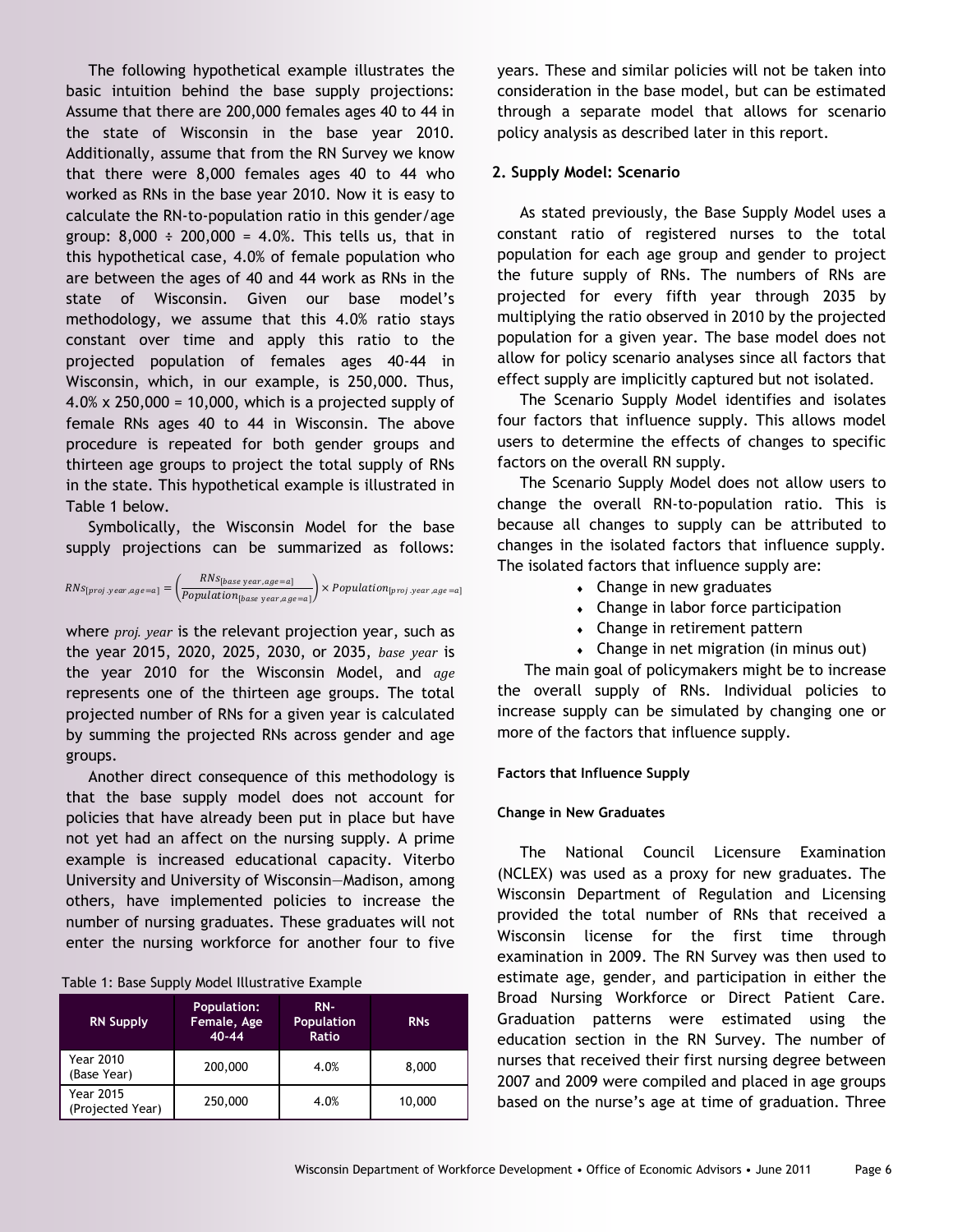The following hypothetical example illustrates the basic intuition behind the base supply projections: Assume that there are 200,000 females ages 40 to 44 in the state of Wisconsin in the base year 2010. Additionally, assume that from the RN Survey we know that there were 8,000 females ages 40 to 44 who worked as RNs in the base year 2010. Now it is easy to calculate the RN-to-population ratio in this gender/age group: 8,000 ÷ 200,000 = 4.0%. This tells us, that in this hypothetical case, 4.0% of female population who are between the ages of 40 and 44 work as RNs in the state of Wisconsin. Given our base model's methodology, we assume that this 4.0% ratio stays constant over time and apply this ratio to the projected population of females ages 40-44 in Wisconsin, which, in our example, is 250,000. Thus, 4.0% x 250,000 = 10,000, which is a projected supply of female RNs ages 40 to 44 in Wisconsin. The above procedure is repeated for both gender groups and thirteen age groups to project the total supply of RNs in the state. This hypothetical example is illustrated in Table 1 below.

Symbolically, the Wisconsin Model for the base supply projections can be summarized as follows:

$$RNs_{[proj.year, age=a]} = \left(\frac{RNs_{[base\ year, age=a]}}{Population_{[base\ year, age=a]}}\right) \times Population_{[proj.year, age=a]}$$

where *proj. year* is the relevant projection year, such as the year 2015, 2020, 2025, 2030, or 2035, *base year* is the year 2010 for the Wisconsin Model, and *age* represents one of the thirteen age groups. The total projected number of RNs for a given year is calculated by summing the projected RNs across gender and age groups.

Another direct consequence of this methodology is that the base supply model does not account for policies that have already been put in place but have not yet had an affect on the nursing supply. A prime example is increased educational capacity. Viterbo University and University of Wisconsin—Madison, among others, have implemented policies to increase the number of nursing graduates. These graduates will not enter the nursing workforce for another four to five years. These and similar policies will not be taken into consideration in the base model, but can be estimated through a separate model that allows for scenario policy analysis as described later in this report.

Table 1: Base Supply Model Illustrative Example

| RN Supply | Population: Female, Age 40-44 | RN-Population Ratio | RNs |
|---|---|---|---|
| Year 2010 (Base Year) | 200,000 | 4.0% | 8,000 |
| Year 2015 (Projected Year) | 250,000 | 4.0% | 10,000 |

### 2. Supply Model: Scenario

As stated previously, the Base Supply Model uses a constant ratio of registered nurses to the total population for each age group and gender to project the future supply of RNs. The numbers of RNs are projected for every fifth year through 2035 by multiplying the ratio observed in 2010 by the projected population for a given year. The base model does not allow for policy scenario analyses since all factors that effect supply are implicitly captured but not isolated.

The Scenario Supply Model identifies and isolates four factors that influence supply. This allows model users to determine the effects of changes to specific factors on the overall RN supply.

The Scenario Supply Model does not allow users to change the overall RN-to-population ratio. This is because all changes to supply can be attributed to changes in the isolated factors that influence supply. The isolated factors that influence supply are:

- Change in new graduates
- Change in labor force participation
- Change in retirement pattern
- Change in net migration (in minus out)

The main goal of policymakers might be to increase the overall supply of RNs. Individual policies to increase supply can be simulated by changing one or more of the factors that influence supply.

#### Factors that Influence Supply

#### Change in New Graduates

The National Council Licensure Examination (NCLEX) was used as a proxy for new graduates. The Wisconsin Department of Regulation and Licensing provided the total number of RNs that received a Wisconsin license for the first time through examination in 2009. The RN Survey was then used to estimate age, gender, and participation in either the Broad Nursing Workforce or Direct Patient Care. Graduation patterns were estimated using the education section in the RN Survey. The number of nurses that received their first nursing degree between 2007 and 2009 were compiled and placed in age groups based on the nurse's age at time of graduation. Three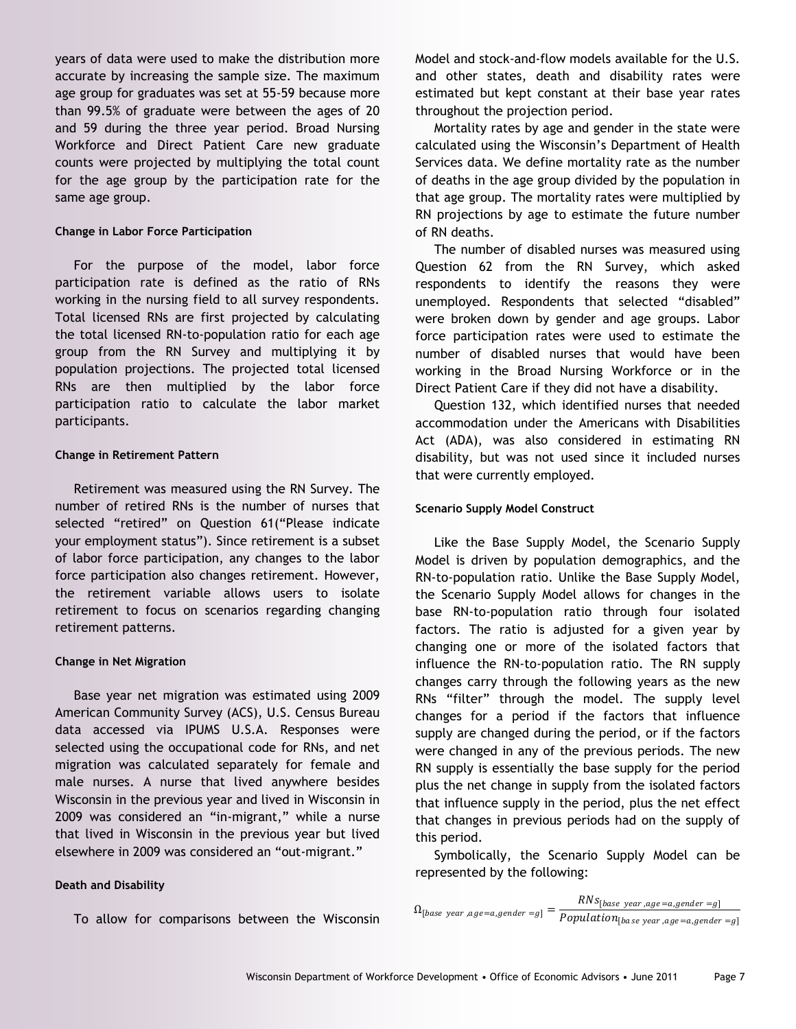years of data were used to make the distribution more accurate by increasing the sample size. The maximum age group for graduates was set at 55-59 because more than 99.5% of graduate were between the ages of 20 and 59 during the three year period. Broad Nursing Workforce and Direct Patient Care new graduate counts were projected by multiplying the total count for the age group by the participation rate for the same age group.

#### Change in Labor Force Participation

For the purpose of the model, labor force participation rate is defined as the ratio of RNs working in the nursing field to all survey respondents. Total licensed RNs are first projected by calculating the total licensed RN-to-population ratio for each age group from the RN Survey and multiplying it by population projections. The projected total licensed RNs are then multiplied by the labor force participation ratio to calculate the labor market participants.

#### Change in Retirement Pattern

Retirement was measured using the RN Survey. The number of retired RNs is the number of nurses that selected "retired" on Question 61("Please indicate your employment status"). Since retirement is a subset of labor force participation, any changes to the labor force participation also changes retirement. However, the retirement variable allows users to isolate retirement to focus on scenarios regarding changing retirement patterns.

#### Change in Net Migration

Base year net migration was estimated using 2009 American Community Survey (ACS), U.S. Census Bureau data accessed via IPUMS U.S.A. Responses were selected using the occupational code for RNs, and net migration was calculated separately for female and male nurses. A nurse that lived anywhere besides Wisconsin in the previous year and lived in Wisconsin in 2009 was considered an "in-migrant," while a nurse that lived in Wisconsin in the previous year but lived elsewhere in 2009 was considered an "out-migrant."

#### Death and Disability

To allow for comparisons between the Wisconsin Model and stock-and-flow models available for the U.S. and other states, death and disability rates were estimated but kept constant at their base year rates throughout the projection period.

Mortality rates by age and gender in the state were calculated using the Wisconsin's Department of Health Services data. We define mortality rate as the number of deaths in the age group divided by the population in that age group. The mortality rates were multiplied by RN projections by age to estimate the future number of RN deaths.

The number of disabled nurses was measured using Question 62 from the RN Survey, which asked respondents to identify the reasons they were unemployed. Respondents that selected "disabled" were broken down by gender and age groups. Labor force participation rates were used to estimate the number of disabled nurses that would have been working in the Broad Nursing Workforce or in the Direct Patient Care if they did not have a disability.

Question 132, which identified nurses that needed accommodation under the Americans with Disabilities Act (ADA), was also considered in estimating RN disability, but was not used since it included nurses that were currently employed.

#### Scenario Supply Model Construct

Like the Base Supply Model, the Scenario Supply Model is driven by population demographics, and the RN-to-population ratio. Unlike the Base Supply Model, the Scenario Supply Model allows for changes in the base RN-to-population ratio through four isolated factors. The ratio is adjusted for a given year by changing one or more of the isolated factors that influence the RN-to-population ratio. The RN supply changes carry through the following years as the new RNs "filter" through the model. The supply level changes for a period if the factors that influence supply are changed during the period, or if the factors were changed in any of the previous periods. The new RN supply is essentially the base supply for the period plus the net change in supply from the isolated factors that influence supply in the period, plus the net effect that changes in previous periods had on the supply of this period.

Symbolically, the Scenario Supply Model can be represented by the following:

$$\Omega_{[base\ year, age=a, gender=g]} = \frac{RNs_{[base\ year, age=a, gender=g]}}{Population_{[base\ year, age=a, gender=g]}}$$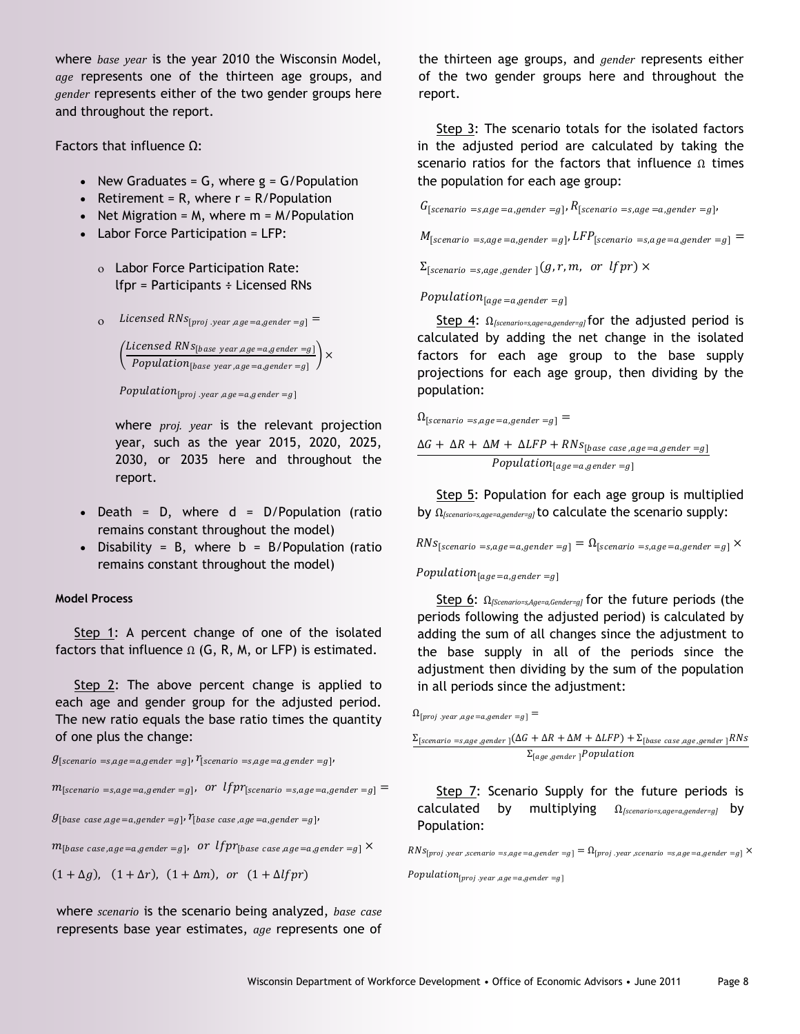where *base year* is the year 2010 the Wisconsin Model, *age* represents one of the thirteen age groups, and *gender* represents either of the two gender groups here and throughout the report.

Factors that influence Ω:

- New Graduates = G, where g = G/Population
- Retirement = R, where r = R/Population
- Net Migration = M, where m = M/Population
- Labor Force Participation = LFP:
  - Labor Force Participation Rate: lfpr = Participants ÷ Licensed RNs
  - $Licensed\ RNs_{[proj.year,age=a,gender=g]} = \left(\frac{Licensed\ RNs_{[base\ year,age=a,gender=g]}}{Population_{[base\ year,age=a,gender=g]}}\right) \times Population_{[proj.year,age=a,gender=g]}$

    where *proj. year* is the relevant projection year, such as the year 2015, 2020, 2025, 2030, or 2035 here and throughout the report.
- Death = D, where d = D/Population (ratio remains constant throughout the model)
- Disability = B, where b = B/Population (ratio remains constant throughout the model)

#### Model Process

Step 1: A percent change of one of the isolated factors that influence Ω (G, R, M, or LFP) is estimated.

Step 2: The above percent change is applied to each age and gender group for the adjusted period. The new ratio equals the base ratio times the quantity of one plus the change:

$$g_{[scenario=s,age=a,gender=g]}, r_{[scenario=s,age=a,gender=g]}, m_{[scenario=s,age=a,gender=g]}, \ or\ lfpr_{[scenario=s,age=a,gender=g]} = g_{[base\ case,age=a,gender=g]}, r_{[base\ case,age=a,gender=g]}, m_{[base\ case,age=a,gender=g]}, \ or\ lfpr_{[base\ case,age=a,gender=g]} \times (1+\Delta g),\ (1+\Delta r),\ (1+\Delta m),\ or\ (1+\Delta lfpr)$$

where *scenario* is the scenario being analyzed, *base case* represents base year estimates, *age* represents one of the thirteen age groups, and *gender* represents either of the two gender groups here and throughout the report.

Step 3: The scenario totals for the isolated factors in the adjusted period are calculated by taking the scenario ratios for the factors that influence Ω times the population for each age group:

$$G_{[scenario=s,age=a,gender=g]}, R_{[scenario=s,age=a,gender=g]}, M_{[scenario=s,age=a,gender=g]}, LFP_{[scenario=s,age=a,gender=g]} = \Sigma_{[scenario=s,age,gender]}(g, r, m,\ or\ lfpr) \times Population_{[age=a,gender=g]}$$

Step 4: $\Omega_{[scenario=s,age=a,gender=g]}$ for the adjusted period is calculated by adding the net change in the isolated factors for each age group to the base supply projections for each age group, then dividing by the population:

$$\Omega_{[scenario=s,age=a,gender=g]} = \frac{\Delta G + \Delta R + \Delta M + \Delta LFP + RNs_{[base\ case,age=a,gender=g]}}{Population_{[age=a,gender=g]}}$$

Step 5: Population for each age group is multiplied by $\Omega_{[scenario=s,age=a,gender=g]}$ to calculate the scenario supply:

$$RNs_{[scenario=s,age=a,gender=g]} = \Omega_{[scenario=s,age=a,gender=g]} \times Population_{[age=a,gender=g]}$$

Step 6: $\Omega_{[Scenario=s,Age=a,Gender=g]}$ for the future periods (the periods following the adjusted period) is calculated by adding the sum of all changes since the adjustment to the base supply in all of the periods since the adjustment then dividing by the sum of the population in all periods since the adjustment:

$$\Omega_{[proj.year,age=a,gender=g]} = \frac{\Sigma_{[scenario=s,age,gender]}(\Delta G + \Delta R + \Delta M + \Delta LFP) + \Sigma_{[base\ case,age,gender]}RNs}{\Sigma_{[age,gender]}Population}$$

Step 7: Scenario Supply for the future periods is calculated by multiplying $\Omega_{[scenario=s,age=a,gender=g]}$ by Population:

$$RNs_{[proj.year,scenario=s,age=a,gender=g]} = \Omega_{[proj.year,scenario=s,age=a,gender=g]} \times Population_{[proj.year,age=a,gender=g]}$$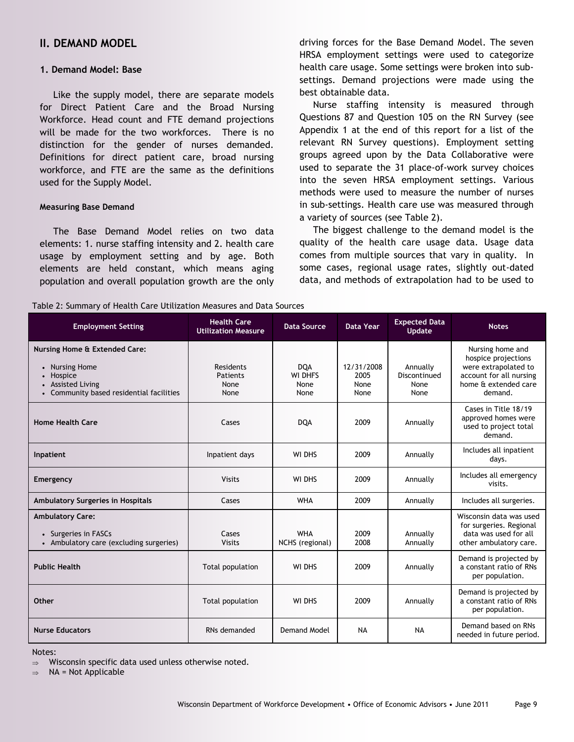## II. DEMAND MODEL

### 1. Demand Model: Base

Like the supply model, there are separate models for Direct Patient Care and the Broad Nursing Workforce. Head count and FTE demand projections will be made for the two workforces. There is no distinction for the gender of nurses demanded. Definitions for direct patient care, broad nursing workforce, and FTE are the same as the definitions used for the Supply Model.

#### Measuring Base Demand

The Base Demand Model relies on two data elements: 1. nurse staffing intensity and 2. health care usage by employment setting and by age. Both elements are held constant, which means aging population and overall population growth are the only driving forces for the Base Demand Model. The seven HRSA employment settings were used to categorize health care usage. Some settings were broken into sub-settings. Demand projections were made using the best obtainable data.

Nurse staffing intensity is measured through Questions 87 and Question 105 on the RN Survey (see Appendix 1 at the end of this report for a list of the relevant RN Survey questions). Employment setting groups agreed upon by the Data Collaborative were used to separate the 31 place-of-work survey choices into the seven HRSA employment settings. Various methods were used to measure the number of nurses in sub-settings. Health care use was measured through a variety of sources (see Table 2).

The biggest challenge to the demand model is the quality of the health care usage data. Usage data comes from multiple sources that vary in quality. In some cases, regional usage rates, slightly out-dated data, and methods of extrapolation had to be used to

Table 2: Summary of Health Care Utilization Measures and Data Sources

| Employment Setting | Health Care Utilization Measure | Data Source | Data Year | Expected Data Update | Notes |
|---|---|---|---|---|---|
| **Nursing Home & Extended Care:** | | | | | Nursing home and hospice projections were extrapolated to account for all nursing home & extended care demand. |
| • Nursing Home | Residents | DQA | 12/31/2008 | Annually | |
| • Hospice | Patients | WI DHFS | 2005 | Discontinued | |
| • Assisted Living | None | None | None | None | |
| • Community based residential facilities | None | None | None | None | |
| **Home Health Care** | Cases | DQA | 2009 | Annually | Cases in Title 18/19 approved homes were used to project total demand. |
| **Inpatient** | Inpatient days | WI DHS | 2009 | Annually | Includes all inpatient days. |
| **Emergency** | Visits | WI DHS | 2009 | Annually | Includes all emergency visits. |
| **Ambulatory Surgeries in Hospitals** | Cases | WHA | 2009 | Annually | Includes all surgeries. |
| **Ambulatory Care:** | | | | | Wisconsin data was used for surgeries. Regional data was used for all other ambulatory care. |
| • Surgeries in FASCs | Cases | WHA | 2009 | Annually | |
| • Ambulatory care (excluding surgeries) | Visits | NCHS (regional) | 2008 | Annually | |
| **Public Health** | Total population | WI DHS | 2009 | Annually | Demand is projected by a constant ratio of RNs per population. |
| **Other** | Total population | WI DHS | 2009 | Annually | Demand is projected by a constant ratio of RNs per population. |
| **Nurse Educators** | RNs demanded | Demand Model | NA | NA | Demand based on RNs needed in future period. |

Notes:

⇒ Wisconsin specific data used unless otherwise noted.

⇒ NA = Not Applicable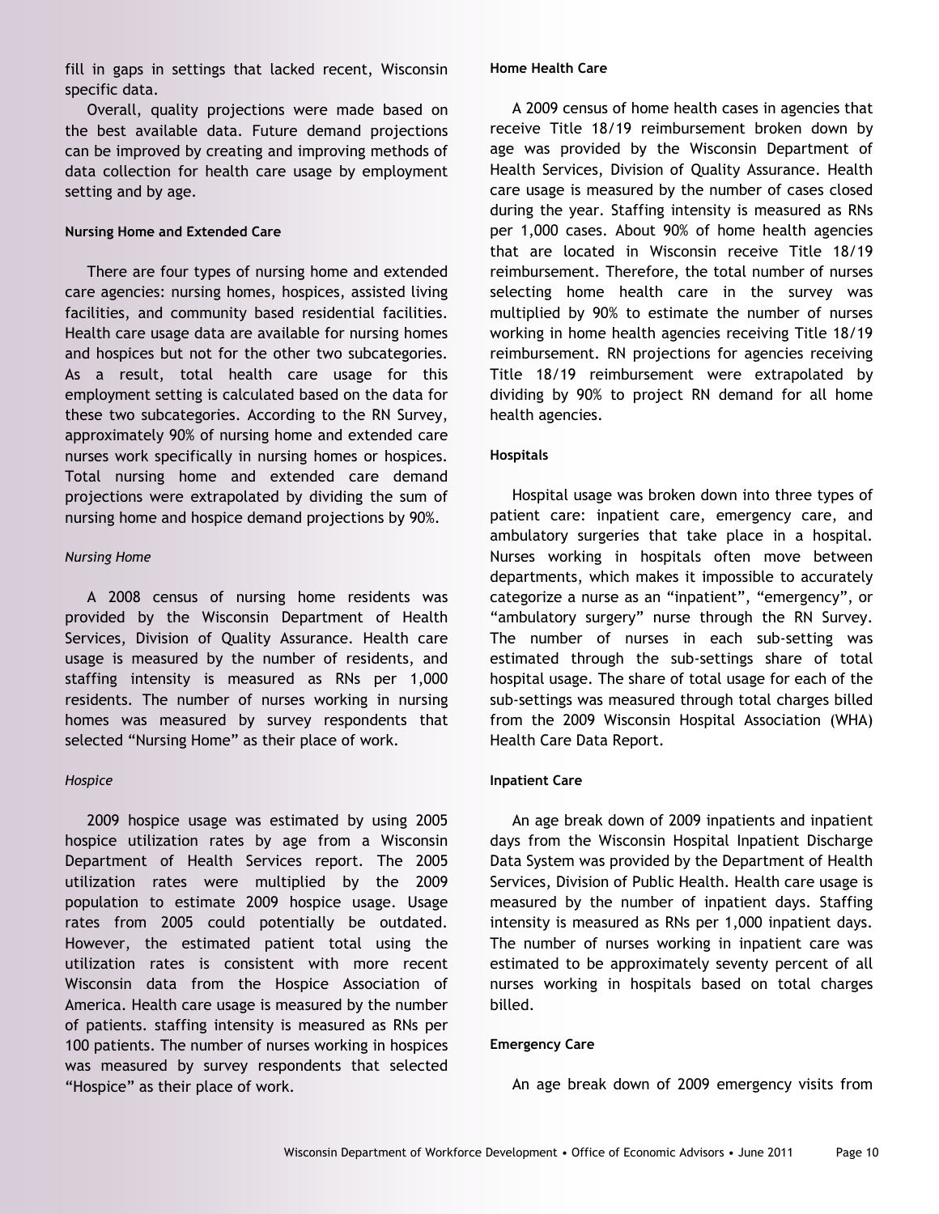fill in gaps in settings that lacked recent, Wisconsin specific data.

Overall, quality projections were made based on the best available data. Future demand projections can be improved by creating and improving methods of data collection for health care usage by employment setting and by age.

#### Nursing Home and Extended Care

There are four types of nursing home and extended care agencies: nursing homes, hospices, assisted living facilities, and community based residential facilities. Health care usage data are available for nursing homes and hospices but not for the other two subcategories. As a result, total health care usage for this employment setting is calculated based on the data for these two subcategories. According to the RN Survey, approximately 90% of nursing home and extended care nurses work specifically in nursing homes or hospices. Total nursing home and extended care demand projections were extrapolated by dividing the sum of nursing home and hospice demand projections by 90%.

*Nursing Home*

A 2008 census of nursing home residents was provided by the Wisconsin Department of Health Services, Division of Quality Assurance. Health care usage is measured by the number of residents, and staffing intensity is measured as RNs per 1,000 residents. The number of nurses working in nursing homes was measured by survey respondents that selected "Nursing Home" as their place of work.

*Hospice*

2009 hospice usage was estimated by using 2005 hospice utilization rates by age from a Wisconsin Department of Health Services report. The 2005 utilization rates were multiplied by the 2009 population to estimate 2009 hospice usage. Usage rates from 2005 could potentially be outdated. However, the estimated patient total using the utilization rates is consistent with more recent Wisconsin data from the Hospice Association of America. Health care usage is measured by the number of patients. staffing intensity is measured as RNs per 100 patients. The number of nurses working in hospices was measured by survey respondents that selected "Hospice" as their place of work.

#### Home Health Care

A 2009 census of home health cases in agencies that receive Title 18/19 reimbursement broken down by age was provided by the Wisconsin Department of Health Services, Division of Quality Assurance. Health care usage is measured by the number of cases closed during the year. Staffing intensity is measured as RNs per 1,000 cases. About 90% of home health agencies that are located in Wisconsin receive Title 18/19 reimbursement. Therefore, the total number of nurses selecting home health care in the survey was multiplied by 90% to estimate the number of nurses working in home health agencies receiving Title 18/19 reimbursement. RN projections for agencies receiving Title 18/19 reimbursement were extrapolated by dividing by 90% to project RN demand for all home health agencies.

#### Hospitals

Hospital usage was broken down into three types of patient care: inpatient care, emergency care, and ambulatory surgeries that take place in a hospital. Nurses working in hospitals often move between departments, which makes it impossible to accurately categorize a nurse as an "inpatient", "emergency", or "ambulatory surgery" nurse through the RN Survey. The number of nurses in each sub-setting was estimated through the sub-settings share of total hospital usage. The share of total usage for each of the sub-settings was measured through total charges billed from the 2009 Wisconsin Hospital Association (WHA) Health Care Data Report.

#### Inpatient Care

An age break down of 2009 inpatients and inpatient days from the Wisconsin Hospital Inpatient Discharge Data System was provided by the Department of Health Services, Division of Public Health. Health care usage is measured by the number of inpatient days. Staffing intensity is measured as RNs per 1,000 inpatient days. The number of nurses working in inpatient care was estimated to be approximately seventy percent of all nurses working in hospitals based on total charges billed.

#### Emergency Care

An age break down of 2009 emergency visits from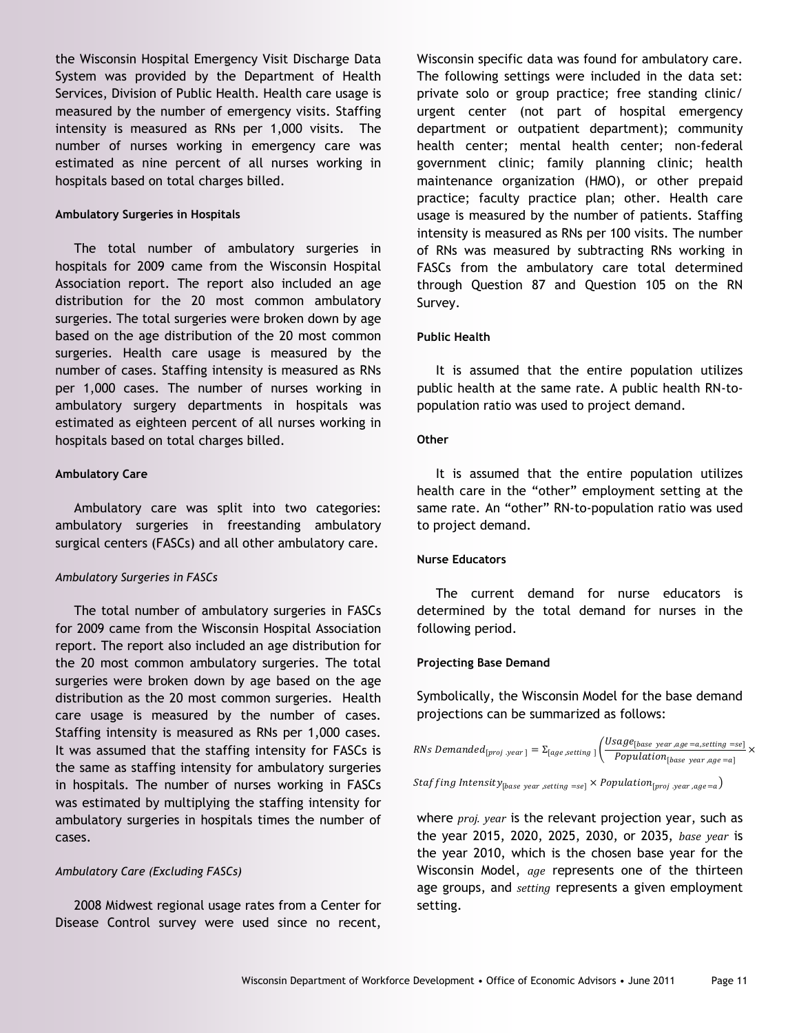the Wisconsin Hospital Emergency Visit Discharge Data System was provided by the Department of Health Services, Division of Public Health. Health care usage is measured by the number of emergency visits. Staffing intensity is measured as RNs per 1,000 visits. The number of nurses working in emergency care was estimated as nine percent of all nurses working in hospitals based on total charges billed.

#### Ambulatory Surgeries in Hospitals

The total number of ambulatory surgeries in hospitals for 2009 came from the Wisconsin Hospital Association report. The report also included an age distribution for the 20 most common ambulatory surgeries. The total surgeries were broken down by age based on the age distribution of the 20 most common surgeries. Health care usage is measured by the number of cases. Staffing intensity is measured as RNs per 1,000 cases. The number of nurses working in ambulatory surgery departments in hospitals was estimated as eighteen percent of all nurses working in hospitals based on total charges billed.

#### Ambulatory Care

Ambulatory care was split into two categories: ambulatory surgeries in freestanding ambulatory surgical centers (FASCs) and all other ambulatory care.

*Ambulatory Surgeries in FASCs*

The total number of ambulatory surgeries in FASCs for 2009 came from the Wisconsin Hospital Association report. The report also included an age distribution for the 20 most common ambulatory surgeries. The total surgeries were broken down by age based on the age distribution as the 20 most common surgeries. Health care usage is measured by the number of cases. Staffing intensity is measured as RNs per 1,000 cases. It was assumed that the staffing intensity for FASCs is the same as staffing intensity for ambulatory surgeries in hospitals. The number of nurses working in FASCs was estimated by multiplying the staffing intensity for ambulatory surgeries in hospitals times the number of cases.

*Ambulatory Care (Excluding FASCs)*

2008 Midwest regional usage rates from a Center for Disease Control survey were used since no recent, Wisconsin specific data was found for ambulatory care. The following settings were included in the data set: private solo or group practice; free standing clinic/ urgent center (not part of hospital emergency department or outpatient department); community health center; mental health center; non-federal government clinic; family planning clinic; health maintenance organization (HMO), or other prepaid practice; faculty practice plan; other. Health care usage is measured by the number of patients. Staffing intensity is measured as RNs per 100 visits. The number of RNs was measured by subtracting RNs working in FASCs from the ambulatory care total determined through Question 87 and Question 105 on the RN Survey.

#### Public Health

It is assumed that the entire population utilizes public health at the same rate. A public health RN-to-population ratio was used to project demand.

#### Other

It is assumed that the entire population utilizes health care in the "other" employment setting at the same rate. An "other" RN-to-population ratio was used to project demand.

#### Nurse Educators

The current demand for nurse educators is determined by the total demand for nurses in the following period.

#### Projecting Base Demand

Symbolically, the Wisconsin Model for the base demand projections can be summarized as follows:

$$RNs\ Demanded_{[proj.year]} = \Sigma_{[age,setting]}\left(\frac{Usage_{[base\ year,age=a,setting=se]}}{Population_{[base\ year,age=a]}} \times Staffing\ Intensity_{[base\ year,setting=se]} \times Population_{[proj.year,age=a]}\right)$$

where *proj. year* is the relevant projection year, such as the year 2015, 2020, 2025, 2030, or 2035, *base year* is the year 2010, which is the chosen base year for the Wisconsin Model, *age* represents one of the thirteen age groups, and *setting* represents a given employment setting.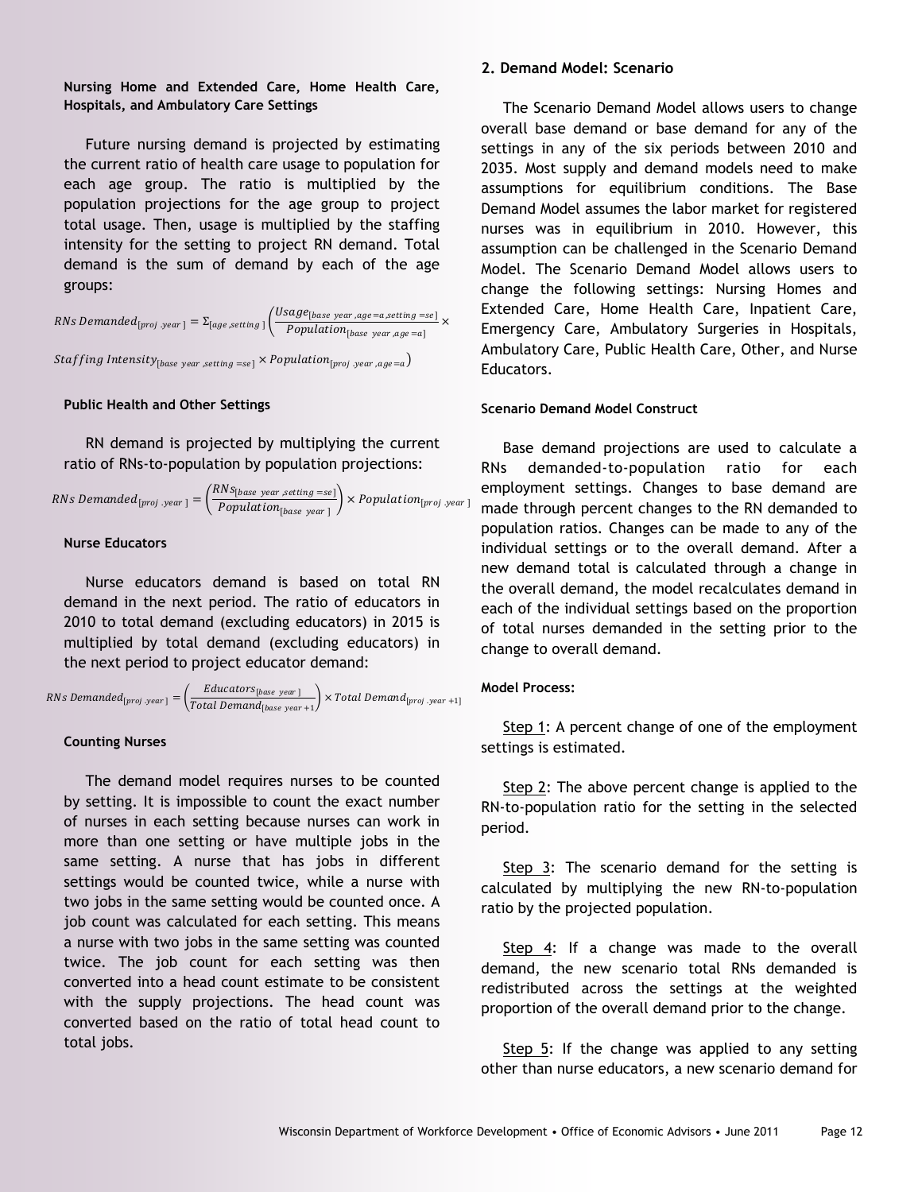**Nursing Home and Extended Care, Home Health Care, Hospitals, and Ambulatory Care Settings**

Future nursing demand is projected by estimating the current ratio of health care usage to population for each age group. The ratio is multiplied by the population projections for the age group to project total usage. Then, usage is multiplied by the staffing intensity for the setting to project RN demand. Total demand is the sum of demand by each of the age groups:

$$RNs\ Demanded_{[proj\ .year\ ]} = \Sigma_{[age\ ,setting\ ]}\left(\frac{Usage_{[base\ year\ ,age=a,setting\ =se]}}{Population_{[base\ year\ ,age=a]}} \times Staffing\ Intensity_{[base\ year\ ,setting\ =se]} \times Population_{[proj\ .year\ ,age=a]}\right)$$

**Public Health and Other Settings**

RN demand is projected by multiplying the current ratio of RNs-to-population by population projections:

$$RNs\ Demanded_{[proj\ .year\ ]} = \left(\frac{RNs_{[base\ year\ ,setting\ =se]}}{Population_{[base\ year\ ]}}\right) \times Population_{[proj\ .year\ ]}$$

**Nurse Educators**

Nurse educators demand is based on total RN demand in the next period. The ratio of educators in 2010 to total demand (excluding educators) in 2015 is multiplied by total demand (excluding educators) in the next period to project educator demand:

$$RNs\ Demanded_{[proj\ .year\ ]} = \left(\frac{Educators_{[base\ year\ ]}}{Total\ Demand_{[base\ year\ +1]}}\right) \times Total\ Demand_{[proj\ .year\ +1]}$$

**Counting Nurses**

The demand model requires nurses to be counted by setting. It is impossible to count the exact number of nurses in each setting because nurses can work in more than one setting or have multiple jobs in the same setting. A nurse that has jobs in different settings would be counted twice, while a nurse with two jobs in the same setting would be counted once. A job count was calculated for each setting. This means a nurse with two jobs in the same setting was counted twice. The job count for each setting was then converted into a head count estimate to be consistent with the supply projections. The head count was converted based on the ratio of total head count to total jobs.

**2. Demand Model: Scenario**

The Scenario Demand Model allows users to change overall base demand or base demand for any of the settings in any of the six periods between 2010 and 2035. Most supply and demand models need to make assumptions for equilibrium conditions. The Base Demand Model assumes the labor market for registered nurses was in equilibrium in 2010. However, this assumption can be challenged in the Scenario Demand Model. The Scenario Demand Model allows users to change the following settings: Nursing Homes and Extended Care, Home Health Care, Inpatient Care, Emergency Care, Ambulatory Surgeries in Hospitals, Ambulatory Care, Public Health Care, Other, and Nurse Educators.

**Scenario Demand Model Construct**

Base demand projections are used to calculate a RNs demanded-to-population ratio for each employment settings. Changes to base demand are made through percent changes to the RN demanded to population ratios. Changes can be made to any of the individual settings or to the overall demand. After a new demand total is calculated through a change in the overall demand, the model recalculates demand in each of the individual settings based on the proportion of total nurses demanded in the setting prior to the change to overall demand.

**Model Process:**

Step 1: A percent change of one of the employment settings is estimated.

Step 2: The above percent change is applied to the RN-to-population ratio for the setting in the selected period.

Step 3: The scenario demand for the setting is calculated by multiplying the new RN-to-population ratio by the projected population.

Step 4: If a change was made to the overall demand, the new scenario total RNs demanded is redistributed across the settings at the weighted proportion of the overall demand prior to the change.

Step 5: If the change was applied to any setting other than nurse educators, a new scenario demand for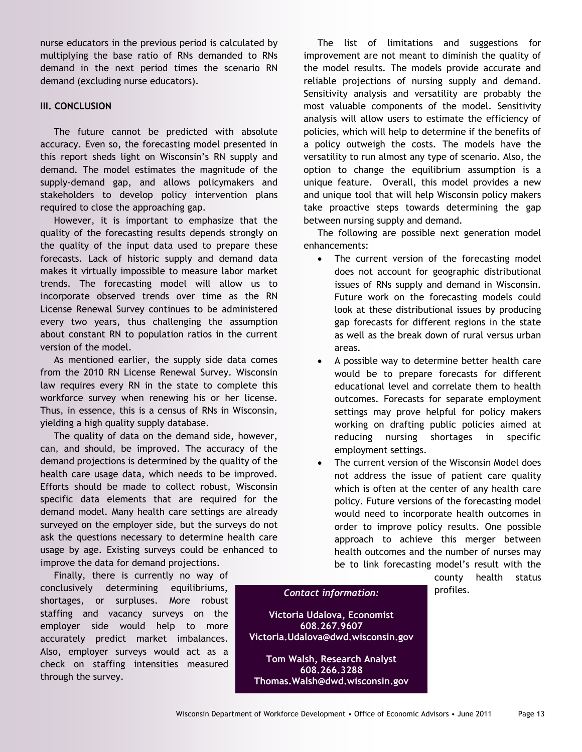nurse educators in the previous period is calculated by multiplying the base ratio of RNs demanded to RNs demand in the next period times the scenario RN demand (excluding nurse educators).

### III. CONCLUSION

The future cannot be predicted with absolute accuracy. Even so, the forecasting model presented in this report sheds light on Wisconsin's RN supply and demand. The model estimates the magnitude of the supply-demand gap, and allows policymakers and stakeholders to develop policy intervention plans required to close the approaching gap.

However, it is important to emphasize that the quality of the forecasting results depends strongly on the quality of the input data used to prepare these forecasts. Lack of historic supply and demand data makes it virtually impossible to measure labor market trends. The forecasting model will allow us to incorporate observed trends over time as the RN License Renewal Survey continues to be administered every two years, thus challenging the assumption about constant RN to population ratios in the current version of the model.

As mentioned earlier, the supply side data comes from the 2010 RN License Renewal Survey. Wisconsin law requires every RN in the state to complete this workforce survey when renewing his or her license. Thus, in essence, this is a census of RNs in Wisconsin, yielding a high quality supply database.

The quality of data on the demand side, however, can, and should, be improved. The accuracy of the demand projections is determined by the quality of the health care usage data, which needs to be improved. Efforts should be made to collect robust, Wisconsin specific data elements that are required for the demand model. Many health care settings are already surveyed on the employer side, but the surveys do not ask the questions necessary to determine health care usage by age. Existing surveys could be enhanced to improve the data for demand projections.

Finally, there is currently no way of conclusively determining equilibriums, shortages, or surpluses. More robust staffing and vacancy surveys on the employer side would help to more accurately predict market imbalances. Also, employer surveys would act as a check on staffing intensities measured through the survey.

The list of limitations and suggestions for improvement are not meant to diminish the quality of the model results. The models provide accurate and reliable projections of nursing supply and demand. Sensitivity analysis and versatility are probably the most valuable components of the model. Sensitivity analysis will allow users to estimate the efficiency of policies, which will help to determine if the benefits of a policy outweigh the costs. The models have the versatility to run almost any type of scenario. Also, the option to change the equilibrium assumption is a unique feature. Overall, this model provides a new and unique tool that will help Wisconsin policy makers take proactive steps towards determining the gap between nursing supply and demand.

The following are possible next generation model enhancements:

- The current version of the forecasting model does not account for geographic distributional issues of RNs supply and demand in Wisconsin. Future work on the forecasting models could look at these distributional issues by producing gap forecasts for different regions in the state as well as the break down of rural versus urban areas.
- A possible way to determine better health care would be to prepare forecasts for different educational level and correlate them to health outcomes. Forecasts for separate employment settings may prove helpful for policy makers working on drafting public policies aimed at reducing nursing shortages in specific employment settings.
- The current version of the Wisconsin Model does not address the issue of patient care quality which is often at the center of any health care policy. Future versions of the forecasting model would need to incorporate health outcomes in order to improve policy results. One possible approach to achieve this merger between health outcomes and the number of nurses may be to link forecasting model's result with the county health status profiles.

*Contact information:*

**Victoria Udalova, Economist**
**608.267.9607**
**Victoria.Udalova@dwd.wisconsin.gov**

**Tom Walsh, Research Analyst**
**608.266.3288**
**Thomas.Walsh@dwd.wisconsin.gov**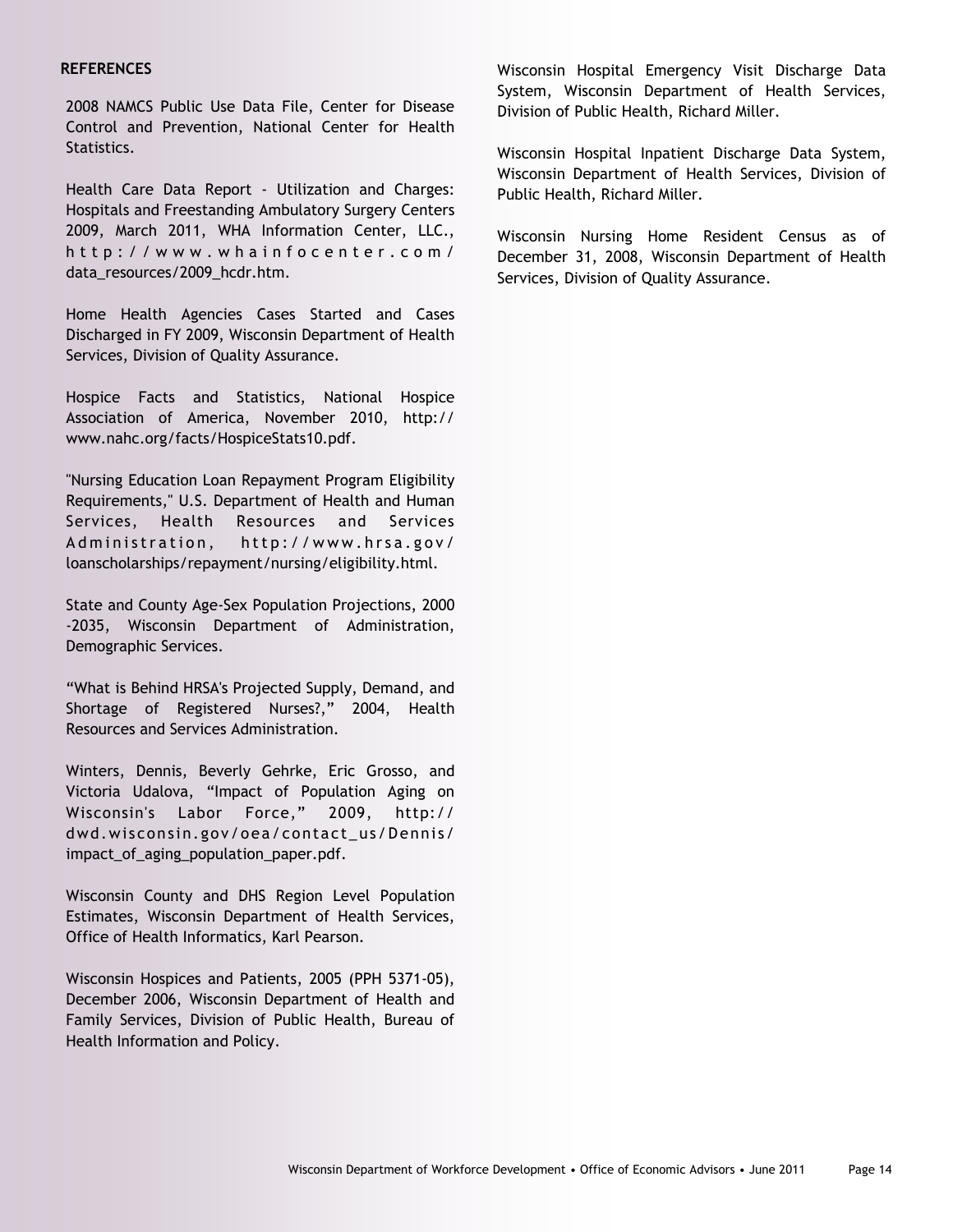**REFERENCES**

2008 NAMCS Public Use Data File, Center for Disease Control and Prevention, National Center for Health Statistics.

Health Care Data Report - Utilization and Charges: Hospitals and Freestanding Ambulatory Surgery Centers 2009, March 2011, WHA Information Center, LLC., http://www.whainfocenter.com/data_resources/2009_hcdr.htm.

Home Health Agencies Cases Started and Cases Discharged in FY 2009, Wisconsin Department of Health Services, Division of Quality Assurance.

Hospice Facts and Statistics, National Hospice Association of America, November 2010, http://www.nahc.org/facts/HospiceStats10.pdf.

"Nursing Education Loan Repayment Program Eligibility Requirements," U.S. Department of Health and Human Services, Health Resources and Services Administration, http://www.hrsa.gov/loanscholarships/repayment/nursing/eligibility.html.

State and County Age-Sex Population Projections, 2000-2035, Wisconsin Department of Administration, Demographic Services.

"What is Behind HRSA's Projected Supply, Demand, and Shortage of Registered Nurses?," 2004, Health Resources and Services Administration.

Winters, Dennis, Beverly Gehrke, Eric Grosso, and Victoria Udalova, "Impact of Population Aging on Wisconsin's Labor Force," 2009, http://dwd.wisconsin.gov/oea/contact_us/Dennis/impact_of_aging_population_paper.pdf.

Wisconsin County and DHS Region Level Population Estimates, Wisconsin Department of Health Services, Office of Health Informatics, Karl Pearson.

Wisconsin Hospices and Patients, 2005 (PPH 5371-05), December 2006, Wisconsin Department of Health and Family Services, Division of Public Health, Bureau of Health Information and Policy.

Wisconsin Hospital Emergency Visit Discharge Data System, Wisconsin Department of Health Services, Division of Public Health, Richard Miller.

Wisconsin Hospital Inpatient Discharge Data System, Wisconsin Department of Health Services, Division of Public Health, Richard Miller.

Wisconsin Nursing Home Resident Census as of December 31, 2008, Wisconsin Department of Health Services, Division of Quality Assurance.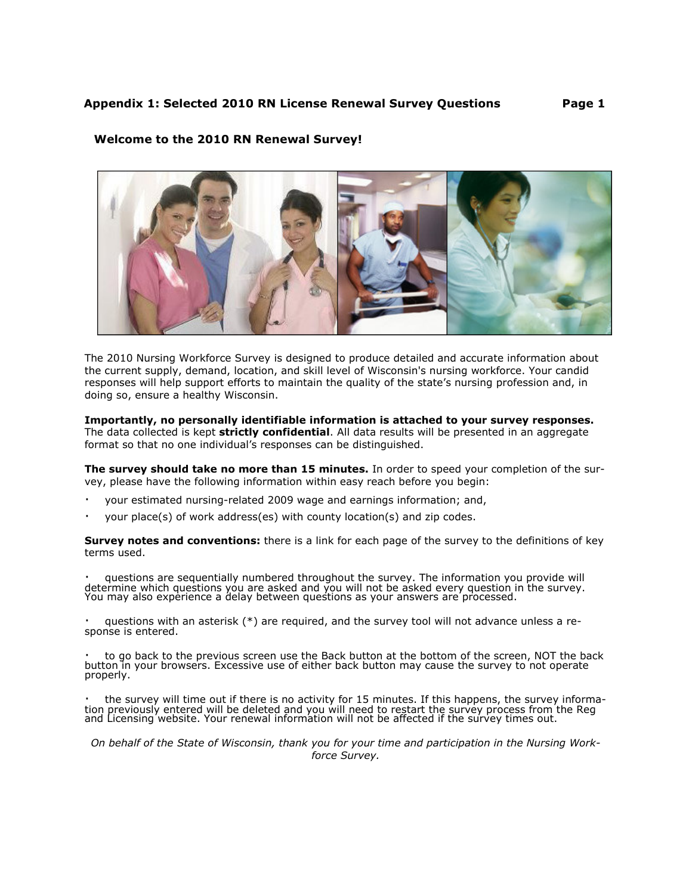## Appendix 1: Selected 2010 RN License Renewal Survey Questions

### Welcome to the 2010 RN Renewal Survey!

The 2010 Nursing Workforce Survey is designed to produce detailed and accurate information about the current supply, demand, location, and skill level of Wisconsin's nursing workforce. Your candid responses will help support efforts to maintain the quality of the state's nursing profession and, in doing so, ensure a healthy Wisconsin.

**Importantly, no personally identifiable information is attached to your survey responses.** The data collected is kept **strictly confidential**. All data results will be presented in an aggregate format so that no one individual's responses can be distinguished.

**The survey should take no more than 15 minutes.** In order to speed your completion of the survey, please have the following information within easy reach before you begin:

- your estimated nursing-related 2009 wage and earnings information; and,
- your place(s) of work address(es) with county location(s) and zip codes.

**Survey notes and conventions:** there is a link for each page of the survey to the definitions of key terms used.

- questions are sequentially numbered throughout the survey. The information you provide will determine which questions you are asked and you will not be asked every question in the survey. You may also experience a delay between questions as your answers are processed.
- questions with an asterisk (*) are required, and the survey tool will not advance unless a response is entered.
- to go back to the previous screen use the Back button at the bottom of the screen, NOT the back button in your browsers. Excessive use of either back button may cause the survey to not operate properly.
- the survey will time out if there is no activity for 15 minutes. If this happens, the survey information previously entered will be deleted and you will need to restart the survey process from the Reg and Licensing website. Your renewal information will not be affected if the survey times out.

*On behalf of the State of Wisconsin, thank you for your time and participation in the Nursing Workforce Survey.*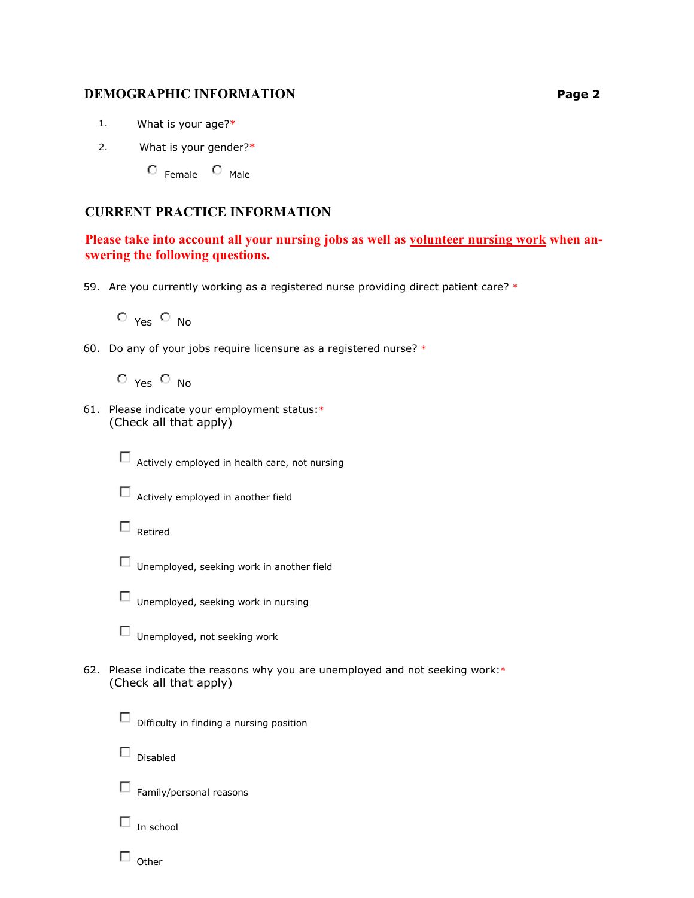## DEMOGRAPHIC INFORMATION

**Page 2**

1. What is your age?*

2. What is your gender?*

   ○ Female ○ Male

## CURRENT PRACTICE INFORMATION

**Please take into account all your nursing jobs as well as <u>volunteer nursing work</u> when answering the following questions.**

59. Are you currently working as a registered nurse providing direct patient care? *

    ○ Yes ○ No

60. Do any of your jobs require licensure as a registered nurse? *

    ○ Yes ○ No

61. Please indicate your employment status:*
    (Check all that apply)

    ☐ Actively employed in health care, not nursing

    ☐ Actively employed in another field

    ☐ Retired

    ☐ Unemployed, seeking work in another field

    ☐ Unemployed, seeking work in nursing

    ☐ Unemployed, not seeking work

62. Please indicate the reasons why you are unemployed and not seeking work:*
    (Check all that apply)

    ☐ Difficulty in finding a nursing position

    ☐ Disabled

    ☐ Family/personal reasons

    ☐ In school

    ☐ Other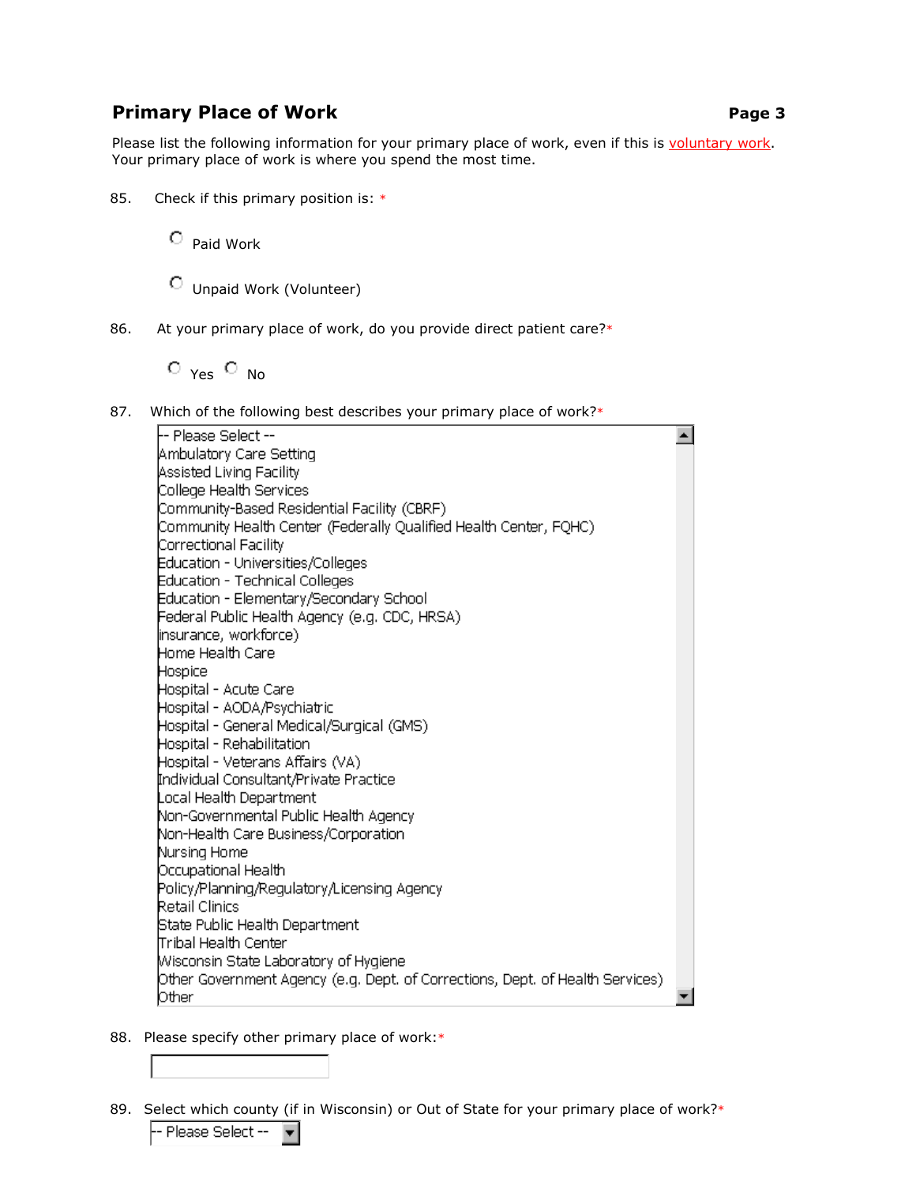## Primary Place of Work

**Page 3**

Please list the following information for your primary place of work, even if this is voluntary work. Your primary place of work is where you spend the most time.

85. Check if this primary position is: *

- ○ Paid Work
- ○ Unpaid Work (Volunteer)

86. At your primary place of work, do you provide direct patient care?*

○ Yes ○ No

87. Which of the following best describes your primary place of work?*

- -- Please Select --
- Ambulatory Care Setting
- Assisted Living Facility
- College Health Services
- Community-Based Residential Facility (CBRF)
- Community Health Center (Federally Qualified Health Center, FQHC)
- Correctional Facility
- Education - Universities/Colleges
- Education - Technical Colleges
- Education - Elementary/Secondary School
- Federal Public Health Agency (e.g. CDC, HRSA)
- insurance, workforce)
- Home Health Care
- Hospice
- Hospital - Acute Care
- Hospital - AODA/Psychiatric
- Hospital - General Medical/Surgical (GMS)
- Hospital - Rehabilitation
- Hospital - Veterans Affairs (VA)
- Individual Consultant/Private Practice
- Local Health Department
- Non-Governmental Public Health Agency
- Non-Health Care Business/Corporation
- Nursing Home
- Occupational Health
- Policy/Planning/Regulatory/Licensing Agency
- Retail Clinics
- State Public Health Department
- Tribal Health Center
- Wisconsin State Laboratory of Hygiene
- Other Government Agency (e.g. Dept. of Corrections, Dept. of Health Services)
- Other

88. Please specify other primary place of work:*

89. Select which county (if in Wisconsin) or Out of State for your primary place of work?*

-- Please Select --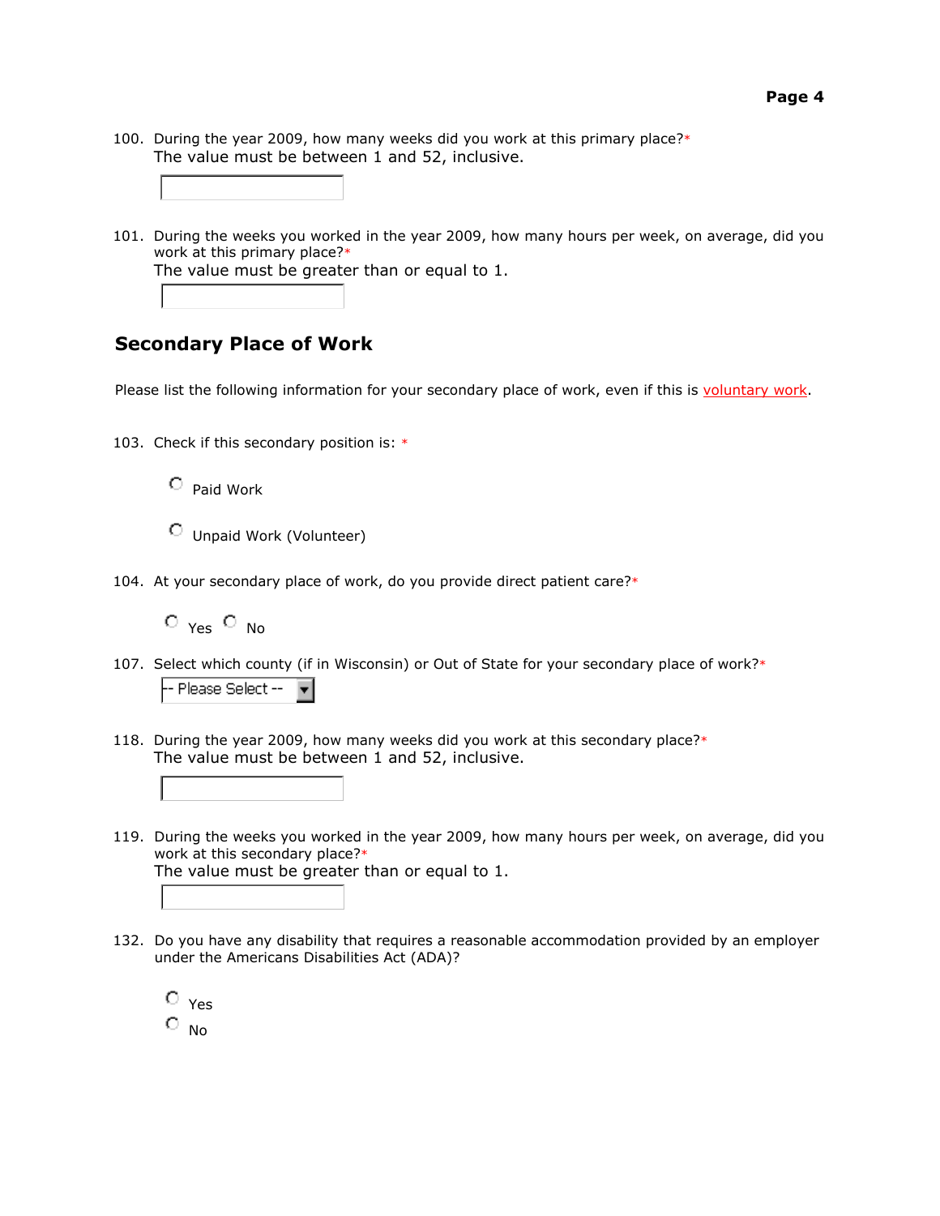100. During the year 2009, how many weeks did you work at this primary place?*
The value must be between 1 and 52, inclusive.

101. During the weeks you worked in the year 2009, how many hours per week, on average, did you work at this primary place?*
The value must be greater than or equal to 1.

## Secondary Place of Work

Please list the following information for your secondary place of work, even if this is voluntary work.

103. Check if this secondary position is: *

- ○ Paid Work
- ○ Unpaid Work (Volunteer)

104. At your secondary place of work, do you provide direct patient care?*

○ Yes ○ No

107. Select which county (if in Wisconsin) or Out of State for your secondary place of work?*

-- Please Select --

118. During the year 2009, how many weeks did you work at this secondary place?*
The value must be between 1 and 52, inclusive.

119. During the weeks you worked in the year 2009, how many hours per week, on average, did you work at this secondary place?*
The value must be greater than or equal to 1.

132. Do you have any disability that requires a reasonable accommodation provided by an employer under the Americans Disabilities Act (ADA)?

- ○ Yes
- ○ No